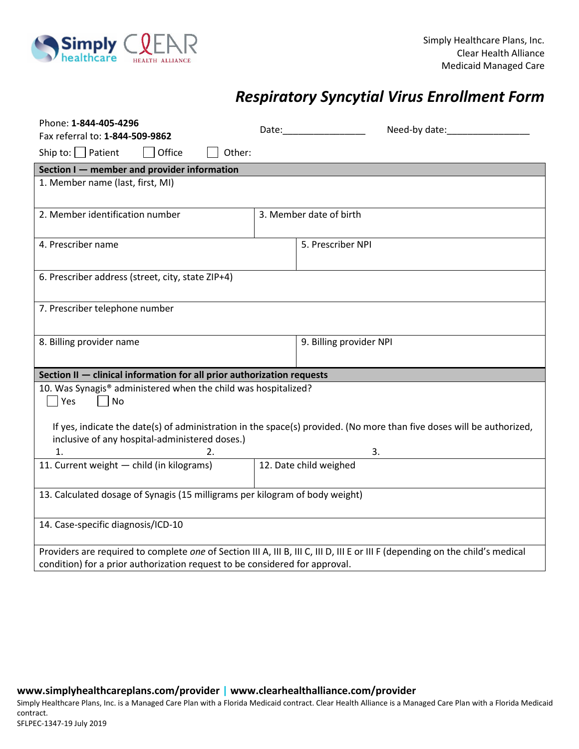Simply Healthcare Plans, Inc.
Clear Health Alliance
Medicaid Managed Care

# *Respiratory Syncytial Virus Enrollment Form*

Phone: **1-844-405-4296**
Fax referral to: **1-844-509-9862**

Date:________________ Need-by date:________________

Ship to: ☐ Patient ☐ Office ☐ Other:

## Section I — member and provider information

| | |
|---|---|
| 1. Member name (last, first, MI) | |
| 2. Member identification number | 3. Member date of birth |
| 4. Prescriber name | 5. Prescriber NPI |
| 6. Prescriber address (street, city, state ZIP+4) | |
| 7. Prescriber telephone number | |
| 8. Billing provider name | 9. Billing provider NPI |

## Section II — clinical information for all prior authorization requests

10. Was Synagis® administered when the child was hospitalized?
☐ Yes ☐ No

If yes, indicate the date(s) of administration in the space(s) provided. (No more than five doses will be authorized, inclusive of any hospital-administered doses.)
1. 2. 3.

| | |
|---|---|
| 11. Current weight — child (in kilograms) | 12. Date child weighed |
| 13. Calculated dosage of Synagis (15 milligrams per kilogram of body weight) | |
| 14. Case-specific diagnosis/ICD-10 | |

Providers are required to complete *one* of Section III A, III B, III C, III D, III E or III F (depending on the child's medical condition) for a prior authorization request to be considered for approval.

**www.simplyhealthcareplans.com/provider | www.clearhealthalliance.com/provider**

Simply Healthcare Plans, Inc. is a Managed Care Plan with a Florida Medicaid contract. Clear Health Alliance is a Managed Care Plan with a Florida Medicaid contract.
SFLPEC-1347-19 July 2019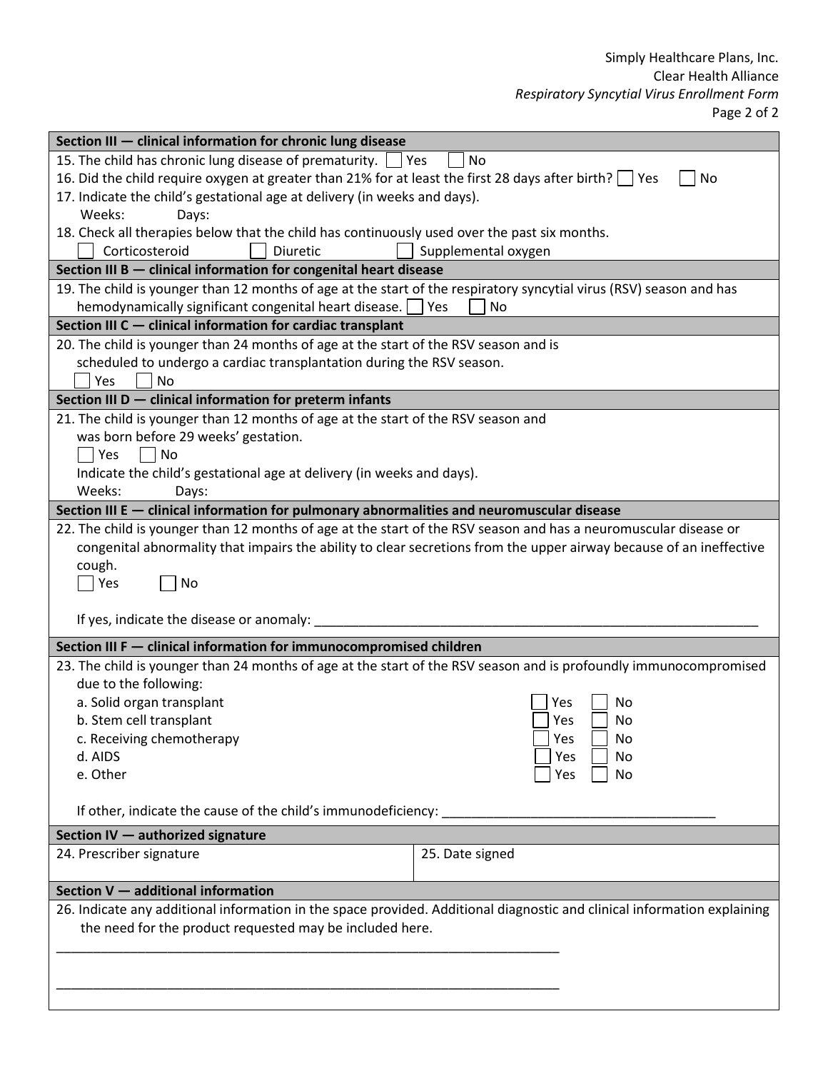## Section III — clinical information for chronic lung disease

15. The child has chronic lung disease of prematurity. ☐ Yes ☐ No
16. Did the child require oxygen at greater than 21% for at least the first 28 days after birth? ☐ Yes ☐ No
17. Indicate the child's gestational age at delivery (in weeks and days).
    Weeks: Days:
18. Check all therapies below that the child has continuously used over the past six months.
    ☐ Corticosteroid ☐ Diuretic ☐ Supplemental oxygen

## Section III B — clinical information for congenital heart disease

19. The child is younger than 12 months of age at the start of the respiratory syncytial virus (RSV) season and has hemodynamically significant congenital heart disease. ☐ Yes ☐ No

## Section III C — clinical information for cardiac transplant

20. The child is younger than 24 months of age at the start of the RSV season and is scheduled to undergo a cardiac transplantation during the RSV season.
    ☐ Yes ☐ No

## Section III D — clinical information for preterm infants

21. The child is younger than 12 months of age at the start of the RSV season and was born before 29 weeks' gestation.
    ☐ Yes ☐ No
    Indicate the child's gestational age at delivery (in weeks and days).
    Weeks: Days:

## Section III E — clinical information for pulmonary abnormalities and neuromuscular disease

22. The child is younger than 12 months of age at the start of the RSV season and has a neuromuscular disease or congenital abnormality that impairs the ability to clear secretions from the upper airway because of an ineffective cough.
    ☐ Yes ☐ No

    If yes, indicate the disease or anomaly: ______________________________________________

## Section III F — clinical information for immunocompromised children

23. The child is younger than 24 months of age at the start of the RSV season and is profoundly immunocompromised due to the following:

| | | |
|---|---|---|
| a. Solid organ transplant | ☐ Yes | ☐ No |
| b. Stem cell transplant | ☐ Yes | ☐ No |
| c. Receiving chemotherapy | ☐ Yes | ☐ No |
| d. AIDS | ☐ Yes | ☐ No |
| e. Other | ☐ Yes | ☐ No |

If other, indicate the cause of the child's immunodeficiency: ______________________________

## Section IV — authorized signature

| 24. Prescriber signature | 25. Date signed |
|---|---|
| | |

## Section V — additional information

26. Indicate any additional information in the space provided. Additional diagnostic and clinical information explaining the need for the product requested may be included here.

______________________________________________________________________

______________________________________________________________________